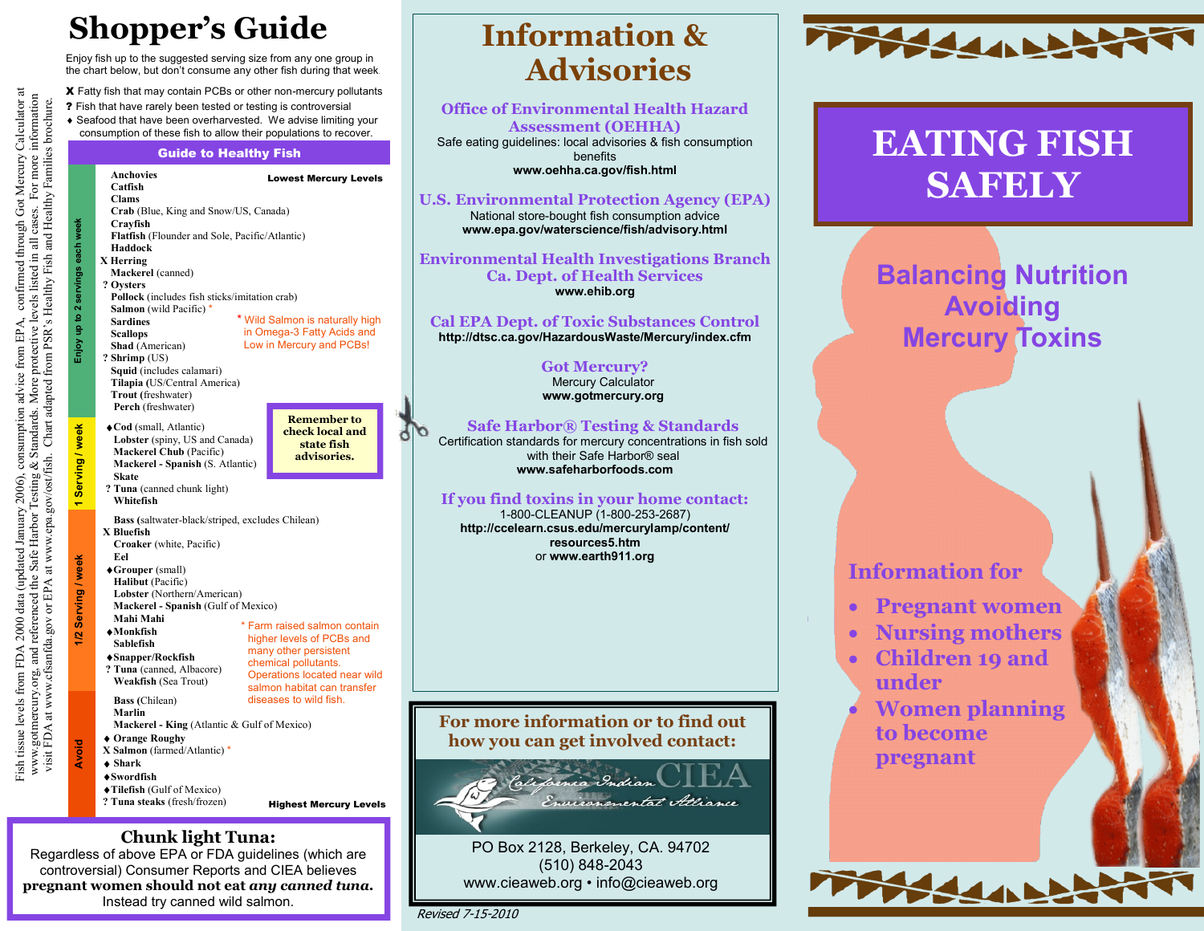# Shopper's Guide

Enjoy fish up to the suggested serving size from any one group in the chart below, but don't consume any other fish during that week.

**X** Fatty fish that may contain PCBs or other non-mercury pollutants
**?** Fish that have rarely been tested or testing is controversial
♦ Seafood that have been overharvested. We advise limiting your consumption of these fish to allow their populations to recover.

## Guide to Healthy Fish

**Lowest Mercury Levels**

### Enjoy up to 2 servings each week

- **Anchovies**
- **Catfish**
- **Clams**
- **Crab** (Blue, King and Snow/US, Canada)
- **Crayfish**
- **Flatfish** (Flounder and Sole, Pacific/Atlantic)
- **Haddock**
- X **Herring**
- **Mackerel** (canned)
- ? **Oysters**
- **Pollock** (includes fish sticks/imitation crab)
- **Salmon** (wild Pacific) *
- **Sardines**
- **Scallops**
- **Shad** (American)
- ? **Shrimp** (US)
- **Squid** (includes calamari)
- **Tilapia** (US/Central America)
- **Trout** (freshwater)
- **Perch** (freshwater)

* Wild Salmon is naturally high in Omega-3 Fatty Acids and Low in Mercury and PCBs!

### 1 Serving / week

- ♦**Cod** (small, Atlantic)
- **Lobster** (spiny, US and Canada)
- **Mackerel Chub** (Pacific)
- **Mackerel - Spanish** (S. Atlantic)
- **Skate**
- ? **Tuna** (canned chunk light)
- **Whitefish**

**Remember to check local and state fish advisories.**

### 1/2 Serving / week

- **Bass** (saltwater-black/striped, excludes Chilean)
- X **Bluefish**
- **Croaker** (white, Pacific)
- **Eel**
- ♦**Grouper** (small)
- **Halibut** (Pacific)
- **Lobster** (Northern/American)
- **Mackerel - Spanish** (Gulf of Mexico)
- **Mahi Mahi**
- ♦**Monkfish**
- **Sablefish**
- ♦**Snapper/Rockfish**
- ? **Tuna** (canned, Albacore)
- **Weakfish** (Sea Trout)

* Farm raised salmon contain higher levels of PCBs and many other persistent chemical pollutants. Operations located near wild salmon habitat can transfer diseases to wild fish.

### Avoid

- **Bass** (Chilean)
- **Marlin**
- **Mackerel - King** (Atlantic & Gulf of Mexico)
- ♦ **Orange Roughy**
- X **Salmon** (farmed/Atlantic) *
- ♦ **Shark**
- ♦**Swordfish**
- ♦**Tilefish** (Gulf of Mexico)
- ? **Tuna steaks** (fresh/frozen)

**Highest Mercury Levels**

Fish tissue levels from FDA 2000 data (updated January 2006), consumption advice from EPA, confirmed through Got Mercury Calculator at www.gotmercury.org, and referenced the Safe Harbor Testing & Standards. More protective levels listed in all cases. For more information visit FDA at www.cfsanfda.gov or EPA at www.epa.gov/ost/fish. Chart adapted from PSR's Healthy Fish and Healthy Families brochure.

## Chunk light Tuna:

Regardless of above EPA or FDA guidelines (which are controversial) Consumer Reports and CIEA believes **pregnant women should not eat *any* canned tuna.** Instead try canned wild salmon.

# Information & Advisories

### Office of Environmental Health Hazard Assessment (OEHHA)
Safe eating guidelines: local advisories & fish consumption benefits
**www.oehha.ca.gov/fish.html**

### U.S. Environmental Protection Agency (EPA)
National store-bought fish consumption advice
**www.epa.gov/waterscience/fish/advisory.html**

### Environmental Health Investigations Branch Ca. Dept. of Health Services
**www.ehib.org**

### Cal EPA Dept. of Toxic Substances Control
**http://dtsc.ca.gov/HazardousWaste/Mercury/index.cfm**

### Got Mercury?
Mercury Calculator
**www.gotmercury.org**

### Safe Harbor® Testing & Standards
Certification standards for mercury concentrations in fish sold with their Safe Harbor® seal
**www.safeharborfoods.com**

### If you find toxins in your home contact:
1-800-CLEANUP (1-800-253-2687)
**http://ccelearn.csus.edu/mercurylamp/content/resources5.htm**
or **www.earth911.org**

### For more information or to find out how you can get involved contact:

California Indian Environmental Alliance CIEA

PO Box 2128, Berkeley, CA. 94702
(510) 848-2043
www.cieaweb.org • info@cieaweb.org

*Revised 7-15-2010*

# EATING FISH SAFELY

## Balancing Nutrition Avoiding Mercury Toxins

### Information for

- Pregnant women
- Nursing mothers
- Children 19 and under
- Women planning to become pregnant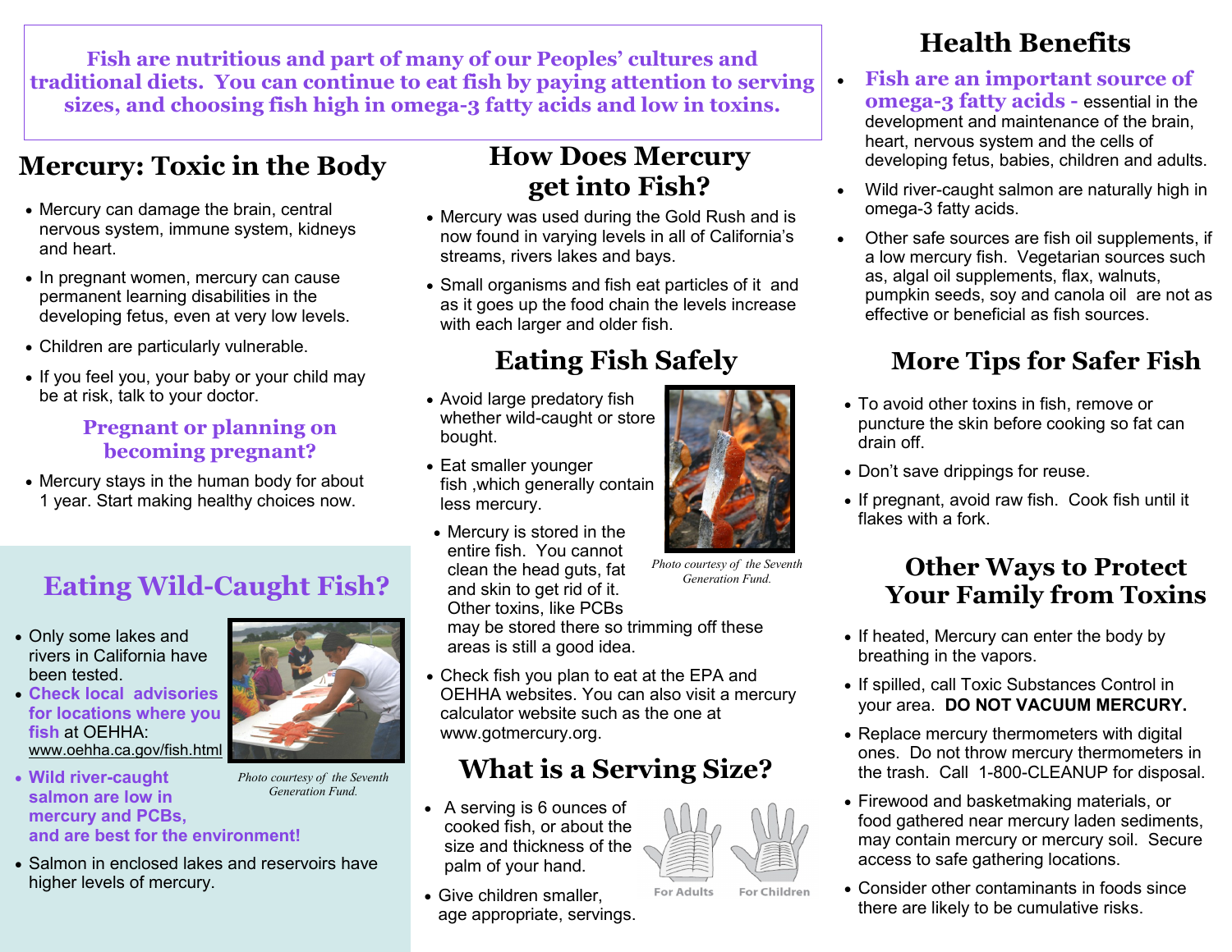**Fish are nutritious and part of many of our Peoples' cultures and traditional diets. You can continue to eat fish by paying attention to serving sizes, and choosing fish high in omega-3 fatty acids and low in toxins.**

## Mercury: Toxic in the Body

- Mercury can damage the brain, central nervous system, immune system, kidneys and heart.
- In pregnant women, mercury can cause permanent learning disabilities in the developing fetus, even at very low levels.
- Children are particularly vulnerable.
- If you feel you, your baby or your child may be at risk, talk to your doctor.

### Pregnant or planning on becoming pregnant?

- Mercury stays in the human body for about 1 year. Start making healthy choices now.

## Eating Wild-Caught Fish?

- Only some lakes and rivers in California have been tested.
- **Check local advisories for locations where you fish** at OEHHA: www.oehha.ca.gov/fish.html
- **Wild river-caught salmon are low in mercury and PCBs, and are best for the environment!**
- Salmon in enclosed lakes and reservoirs have higher levels of mercury.

*Photo courtesy of the Seventh Generation Fund.*

## How Does Mercury get into Fish?

- Mercury was used during the Gold Rush and is now found in varying levels in all of California's streams, rivers lakes and bays.
- Small organisms and fish eat particles of it and as it goes up the food chain the levels increase with each larger and older fish.

## Eating Fish Safely

- Avoid large predatory fish whether wild-caught or store bought.
- Eat smaller younger fish ,which generally contain less mercury.
- Mercury is stored in the entire fish. You cannot clean the head guts, fat and skin to get rid of it. Other toxins, like PCBs may be stored there so trimming off these areas is still a good idea.
- Check fish you plan to eat at the EPA and OEHHA websites. You can also visit a mercury calculator website such as the one at www.gotmercury.org.

*Photo courtesy of the Seventh Generation Fund.*

## What is a Serving Size?

- A serving is 6 ounces of cooked fish, or about the size and thickness of the palm of your hand.
- Give children smaller, age appropriate, servings.

For Adults    For Children

## Health Benefits

- **Fish are an important source of omega-3 fatty acids -** essential in the development and maintenance of the brain, heart, nervous system and the cells of developing fetus, babies, children and adults.
- Wild river-caught salmon are naturally high in omega-3 fatty acids.
- Other safe sources are fish oil supplements, if a low mercury fish. Vegetarian sources such as, algal oil supplements, flax, walnuts, pumpkin seeds, soy and canola oil are not as effective or beneficial as fish sources.

## More Tips for Safer Fish

- To avoid other toxins in fish, remove or puncture the skin before cooking so fat can drain off.
- Don't save drippings for reuse.
- If pregnant, avoid raw fish. Cook fish until it flakes with a fork.

## Other Ways to Protect Your Family from Toxins

- If heated, Mercury can enter the body by breathing in the vapors.
- If spilled, call Toxic Substances Control in your area. **DO NOT VACUUM MERCURY.**
- Replace mercury thermometers with digital ones. Do not throw mercury thermometers in the trash. Call 1-800-CLEANUP for disposal.
- Firewood and basketmaking materials, or food gathered near mercury laden sediments, may contain mercury or mercury soil. Secure access to safe gathering locations.
- Consider other contaminants in foods since there are likely to be cumulative risks.